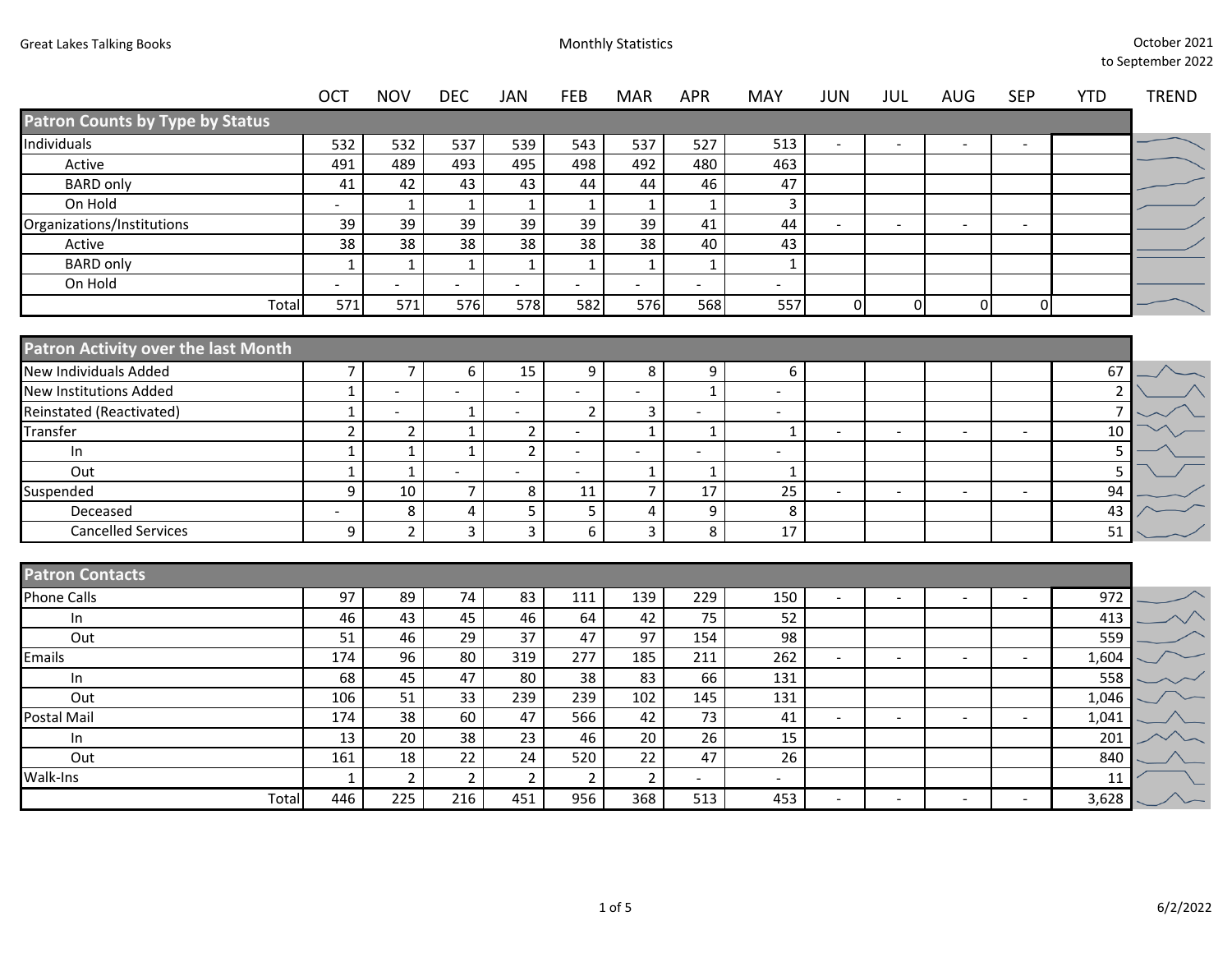Great Lakes Talking Books

Monthly Statistics

October 2021 to September 2022

| | OCT | NOV | DEC | JAN | FEB | MAR | APR | MAY | JUN | JUL | AUG | SEP | YTD | TREND |
|---|---|---|---|---|---|---|---|---|---|---|---|---|---|---|
| **Patron Counts by Type by Status** | | | | | | | | | | | | | | |
| Individuals | 532 | 532 | 537 | 539 | 543 | 537 | 527 | 513 | - | - | - | - | | |
| Active | 491 | 489 | 493 | 495 | 498 | 492 | 480 | 463 | | | | | | |
| BARD only | 41 | 42 | 43 | 43 | 44 | 44 | 46 | 47 | | | | | | |
| On Hold | - | 1 | 1 | 1 | 1 | 1 | 1 | 3 | | | | | | |
| Organizations/Institutions | 39 | 39 | 39 | 39 | 39 | 39 | 41 | 44 | - | - | - | - | | |
| Active | 38 | 38 | 38 | 38 | 38 | 38 | 40 | 43 | | | | | | |
| BARD only | 1 | 1 | 1 | 1 | 1 | 1 | 1 | 1 | | | | | | |
| On Hold | - | - | - | - | - | - | - | - | | | | | | |
| Total | 571 | 571 | 576 | 578 | 582 | 576 | 568 | 557 | 0 | 0 | 0 | 0 | | |

| | OCT | NOV | DEC | JAN | FEB | MAR | APR | MAY | JUN | JUL | AUG | SEP | YTD | TREND |
|---|---|---|---|---|---|---|---|---|---|---|---|---|---|---|
| **Patron Activity over the last Month** | | | | | | | | | | | | | | |
| New Individuals Added | 7 | 7 | 6 | 15 | 9 | 8 | 9 | 6 | | | | | 67 | |
| New Institutions Added | 1 | - | - | - | - | - | 1 | - | | | | | 2 | |
| Reinstated (Reactivated) | 1 | - | 1 | - | 2 | 3 | - | - | | | | | 7 | |
| Transfer | 2 | 2 | 1 | 2 | - | 1 | 1 | 1 | - | - | - | - | 10 | |
| In | 1 | 1 | 1 | 2 | - | - | - | - | | | | | 5 | |
| Out | 1 | 1 | - | - | - | 1 | 1 | 1 | | | | | 5 | |
| Suspended | 9 | 10 | 7 | 8 | 11 | 7 | 17 | 25 | - | - | - | - | 94 | |
| Deceased | - | 8 | 4 | 5 | 5 | 4 | 9 | 8 | | | | | 43 | |
| Cancelled Services | 9 | 2 | 3 | 3 | 6 | 3 | 8 | 17 | | | | | 51 | |

| | OCT | NOV | DEC | JAN | FEB | MAR | APR | MAY | JUN | JUL | AUG | SEP | YTD | TREND |
|---|---|---|---|---|---|---|---|---|---|---|---|---|---|---|
| **Patron Contacts** | | | | | | | | | | | | | | |
| Phone Calls | 97 | 89 | 74 | 83 | 111 | 139 | 229 | 150 | - | - | - | - | 972 | |
| In | 46 | 43 | 45 | 46 | 64 | 42 | 75 | 52 | | | | | 413 | |
| Out | 51 | 46 | 29 | 37 | 47 | 97 | 154 | 98 | | | | | 559 | |
| Emails | 174 | 96 | 80 | 319 | 277 | 185 | 211 | 262 | - | - | - | - | 1,604 | |
| In | 68 | 45 | 47 | 80 | 38 | 83 | 66 | 131 | | | | | 558 | |
| Out | 106 | 51 | 33 | 239 | 239 | 102 | 145 | 131 | | | | | 1,046 | |
| Postal Mail | 174 | 38 | 60 | 47 | 566 | 42 | 73 | 41 | - | - | - | - | 1,041 | |
| In | 13 | 20 | 38 | 23 | 46 | 20 | 26 | 15 | | | | | 201 | |
| Out | 161 | 18 | 22 | 24 | 520 | 22 | 47 | 26 | | | | | 840 | |
| Walk-Ins | 1 | 2 | 2 | 2 | 2 | 2 | - | - | | | | | 11 | |
| Total | 446 | 225 | 216 | 451 | 956 | 368 | 513 | 453 | - | - | - | - | 3,628 | |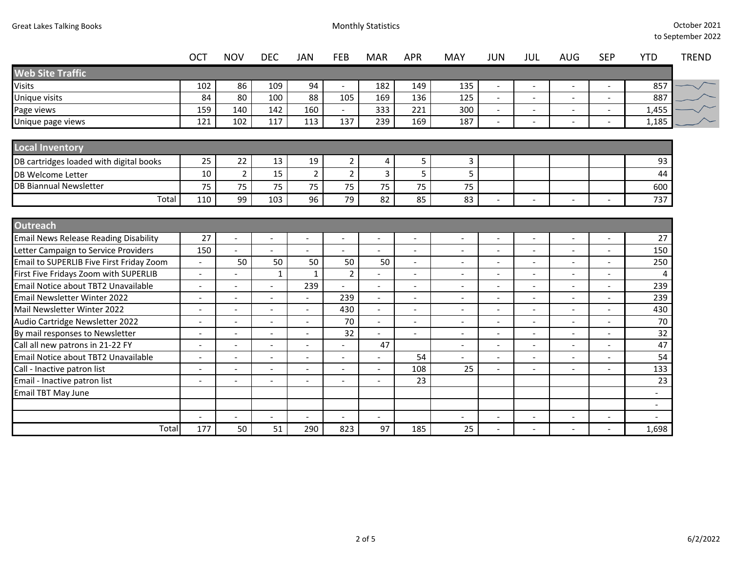Great Lakes Talking Books

Monthly Statistics

October 2021 to September 2022

| | OCT | NOV | DEC | JAN | FEB | MAR | APR | MAY | JUN | JUL | AUG | SEP | YTD | TREND |
|---|---|---|---|---|---|---|---|---|---|---|---|---|---|---|
| **Web Site Traffic** | | | | | | | | | | | | | | |
| Visits | 102 | 86 | 109 | 94 | - | 182 | 149 | 135 | - | - | - | - | 857 | |
| Unique visits | 84 | 80 | 100 | 88 | 105 | 169 | 136 | 125 | - | - | - | - | 887 | |
| Page views | 159 | 140 | 142 | 160 | - | 333 | 221 | 300 | - | - | - | - | 1,455 | |
| Unique page views | 121 | 102 | 117 | 113 | 137 | 239 | 169 | 187 | - | - | - | - | 1,185 | |

| | OCT | NOV | DEC | JAN | FEB | MAR | APR | MAY | JUN | JUL | AUG | SEP | YTD |
|---|---|---|---|---|---|---|---|---|---|---|---|---|---|
| **Local Inventory** | | | | | | | | | | | | | |
| DB cartridges loaded with digital books | 25 | 22 | 13 | 19 | 2 | 4 | 5 | 3 | | | | | 93 |
| DB Welcome Letter | 10 | 2 | 15 | 2 | 2 | 3 | 5 | 5 | | | | | 44 |
| DB Biannual Newsletter | 75 | 75 | 75 | 75 | 75 | 75 | 75 | 75 | | | | | 600 |
| Total | 110 | 99 | 103 | 96 | 79 | 82 | 85 | 83 | - | - | - | - | 737 |

| | OCT | NOV | DEC | JAN | FEB | MAR | APR | MAY | JUN | JUL | AUG | SEP | YTD |
|---|---|---|---|---|---|---|---|---|---|---|---|---|---|
| **Outreach** | | | | | | | | | | | | | |
| Email News Release Reading Disability | 27 | - | - | - | - | - | - | - | - | - | - | - | 27 |
| Letter Campaign to Service Providers | 150 | - | - | - | - | - | - | - | - | - | - | - | 150 |
| Email to SUPERLIB Five First Friday Zoom | - | 50 | 50 | 50 | 50 | 50 | - | - | - | - | - | - | 250 |
| First Five Fridays Zoom with SUPERLIB | - | - | 1 | 1 | 2 | - | - | - | - | - | - | - | 4 |
| Email Notice about TBT2 Unavailable | - | - | - | 239 | - | - | - | - | - | - | - | - | 239 |
| Email Newsletter Winter 2022 | - | - | - | - | 239 | - | - | - | - | - | - | - | 239 |
| Mail Newsletter Winter 2022 | - | - | - | - | 430 | - | - | - | - | - | - | - | 430 |
| Audio Cartridge Newsletter 2022 | - | - | - | - | 70 | - | - | - | - | - | - | - | 70 |
| By mail responses to Newsletter | - | - | - | - | 32 | - | - | - | - | - | - | - | 32 |
| Call all new patrons in 21-22 FY | - | - | - | - | - | 47 | | - | - | - | - | - | 47 |
| Email Notice about TBT2 Unavailable | - | - | - | - | - | - | 54 | - | - | - | - | - | 54 |
| Call - Inactive patron list | - | - | - | - | - | - | 108 | 25 | - | - | - | - | 133 |
| Email - Inactive patron list | - | - | - | - | - | - | 23 | | | | | | 23 |
| Email TBT May June | | | | | | | | | | | | | - |
| | | | | | | | | | | | | | - |
| | - | - | - | - | - | - | | - | - | - | - | - | - |
| Total | 177 | 50 | 51 | 290 | 823 | 97 | 185 | 25 | - | - | - | - | 1,698 |

6/2/2022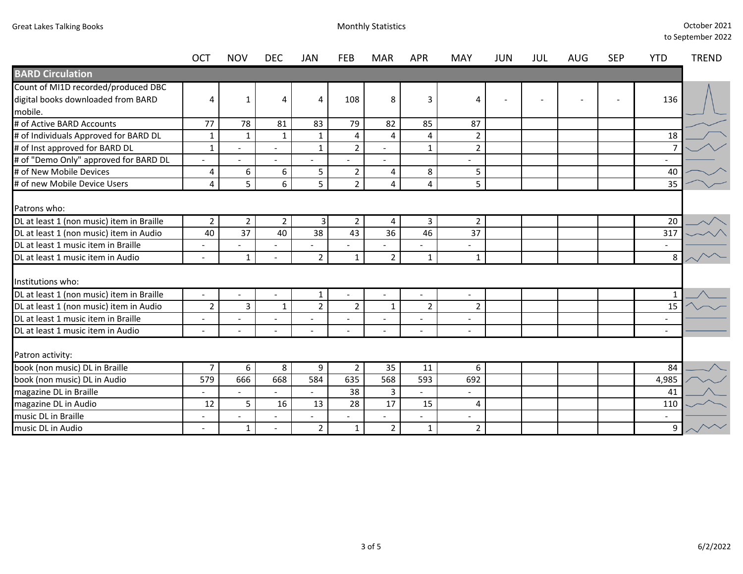Great Lakes Talking Books

Monthly Statistics

October 2021 to September 2022

| | OCT | NOV | DEC | JAN | FEB | MAR | APR | MAY | JUN | JUL | AUG | SEP | YTD | TREND |
|---|---|---|---|---|---|---|---|---|---|---|---|---|---|---|
| **BARD Circulation** | | | | | | | | | | | | | | |
| Count of MI1D recorded/produced DBC digital books downloaded from BARD mobile. | 4 | 1 | 4 | 4 | 108 | 8 | 3 | 4 | - | - | - | - | 136 | |
| # of Active BARD Accounts | 77 | 78 | 81 | 83 | 79 | 82 | 85 | 87 | | | | | | |
| # of Individuals Approved for BARD DL | 1 | 1 | 1 | 1 | 4 | 4 | 4 | 2 | | | | | 18 | |
| # of Inst approved for BARD DL | 1 | - | - | 1 | 2 | - | 1 | 2 | | | | | 7 | |
| # of "Demo Only" approved for BARD DL | - | - | - | - | - | - | | - | | | | | - | |
| # of New Mobile Devices | 4 | 6 | 6 | 5 | 2 | 4 | 8 | 5 | | | | | 40 | |
| # of new Mobile Device Users | 4 | 5 | 6 | 5 | 2 | 4 | 4 | 5 | | | | | 35 | |
| Patrons who: | | | | | | | | | | | | | | |
| DL at least 1 (non music) item in Braille | 2 | 2 | 2 | 3 | 2 | 4 | 3 | 2 | | | | | 20 | |
| DL at least 1 (non music) item in Audio | 40 | 37 | 40 | 38 | 43 | 36 | 46 | 37 | | | | | 317 | |
| DL at least 1 music item in Braille | - | - | - | - | - | - | - | - | | | | | - | |
| DL at least 1 music item in Audio | - | 1 | - | 2 | 1 | 2 | 1 | 1 | | | | | 8 | |
| Institutions who: | | | | | | | | | | | | | | |
| DL at least 1 (non music) item in Braille | - | - | - | 1 | - | - | - | - | | | | | 1 | |
| DL at least 1 (non music) item in Audio | 2 | 3 | 1 | 2 | 2 | 1 | 2 | 2 | | | | | 15 | |
| DL at least 1 music item in Braille | - | - | - | - | - | - | - | - | | | | | - | |
| DL at least 1 music item in Audio | - | - | - | - | - | - | - | - | | | | | - | |
| Patron activity: | | | | | | | | | | | | | | |
| book (non music) DL in Braille | 7 | 6 | 8 | 9 | 2 | 35 | 11 | 6 | | | | | 84 | |
| book (non music) DL in Audio | 579 | 666 | 668 | 584 | 635 | 568 | 593 | 692 | | | | | 4,985 | |
| magazine DL in Braille | - | - | - | - | 38 | 3 | - | - | | | | | 41 | |
| magazine DL in Audio | 12 | 5 | 16 | 13 | 28 | 17 | 15 | 4 | | | | | 110 | |
| music DL in Braille | - | - | - | - | - | - | - | - | | | | | - | |
| music DL in Audio | - | 1 | - | 2 | 1 | 2 | 1 | 2 | | | | | 9 | |

6/2/2022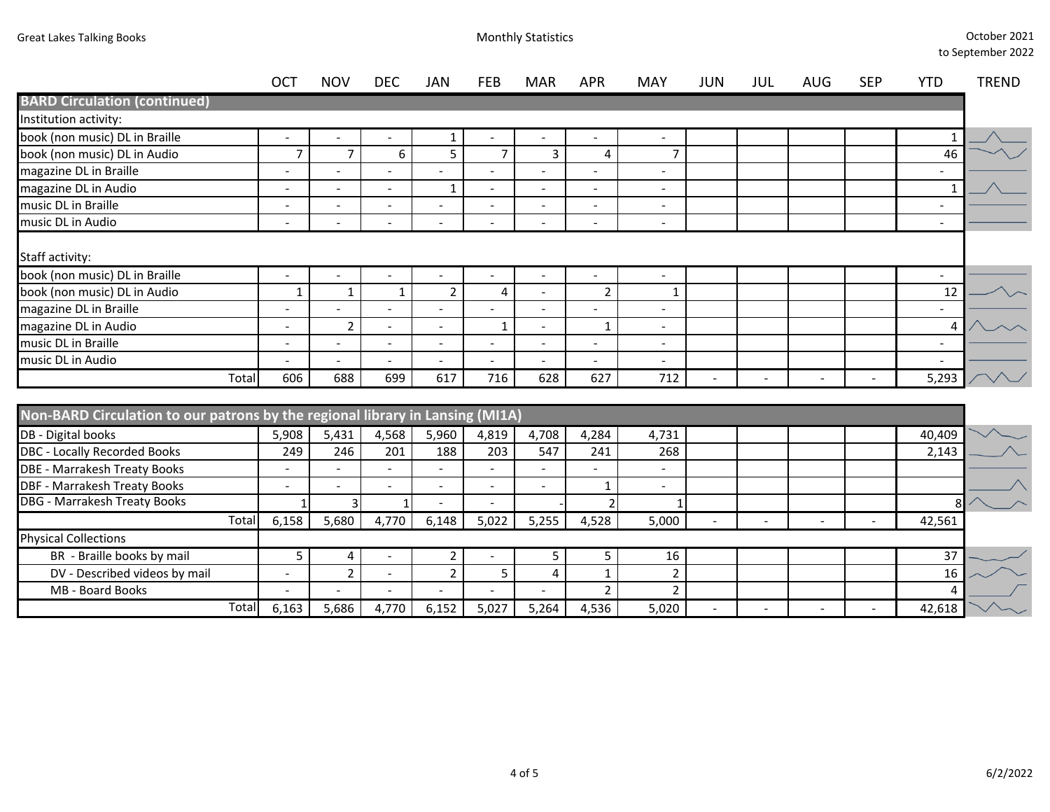| | OCT | NOV | DEC | JAN | FEB | MAR | APR | MAY | JUN | JUL | AUG | SEP | YTD | TREND |
|---|---|---|---|---|---|---|---|---|---|---|---|---|---|---|
| **BARD Circulation (continued)** | | | | | | | | | | | | | | |
| Institution activity: | | | | | | | | | | | | | | |
| book (non music) DL in Braille | - | - | - | 1 | - | - | - | - | | | | | 1 | |
| book (non music) DL in Audio | 7 | 7 | 6 | 5 | 7 | 3 | 4 | 7 | | | | | 46 | |
| magazine DL in Braille | - | - | - | - | - | - | - | - | | | | | - | |
| magazine DL in Audio | - | - | - | 1 | - | - | - | - | | | | | 1 | |
| music DL in Braille | - | - | - | - | - | - | - | - | | | | | - | |
| music DL in Audio | - | - | - | - | - | - | - | - | | | | | - | |
| Staff activity: | | | | | | | | | | | | | | |
| book (non music) DL in Braille | - | - | - | - | - | - | - | - | | | | | - | |
| book (non music) DL in Audio | 1 | 1 | 1 | 2 | 4 | - | 2 | 1 | | | | | 12 | |
| magazine DL in Braille | - | - | - | - | - | - | - | - | | | | | - | |
| magazine DL in Audio | - | 2 | - | - | 1 | - | 1 | - | | | | | 4 | |
| music DL in Braille | - | - | - | - | - | - | - | - | | | | | - | |
| music DL in Audio | - | - | - | - | - | - | - | - | | | | | - | |
| Total | 606 | 688 | 699 | 617 | 716 | 628 | 627 | 712 | - | - | - | - | 5,293 | |

| **Non-BARD Circulation to our patrons by the regional library in Lansing (MI1A)** | OCT | NOV | DEC | JAN | FEB | MAR | APR | MAY | JUN | JUL | AUG | SEP | YTD | TREND |
|---|---|---|---|---|---|---|---|---|---|---|---|---|---|---|
| DB - Digital books | 5,908 | 5,431 | 4,568 | 5,960 | 4,819 | 4,708 | 4,284 | 4,731 | | | | | 40,409 | |
| DBC - Locally Recorded Books | 249 | 246 | 201 | 188 | 203 | 547 | 241 | 268 | | | | | 2,143 | |
| DBE - Marrakesh Treaty Books | - | - | - | - | - | - | - | - | | | | | | |
| DBF - Marrakesh Treaty Books | - | - | - | - | - | - | 1 | - | | | | | | |
| DBG - Marrakesh Treaty Books | 1 | 3 | 1 | - | - | - | 2 | 1 | | | | | 8 | |
| Total | 6,158 | 5,680 | 4,770 | 6,148 | 5,022 | 5,255 | 4,528 | 5,000 | - | - | - | - | 42,561 | |
| Physical Collections | | | | | | | | | | | | | | |
| BR - Braille books by mail | 5 | 4 | - | 2 | - | 5 | 5 | 16 | | | | | 37 | |
| DV - Described videos by mail | - | 2 | - | 2 | 5 | 4 | 1 | 2 | | | | | 16 | |
| MB - Board Books | - | - | - | - | - | - | 2 | 2 | | | | | 4 | |
| Total | 6,163 | 5,686 | 4,770 | 6,152 | 5,027 | 5,264 | 4,536 | 5,020 | - | - | - | - | 42,618 | |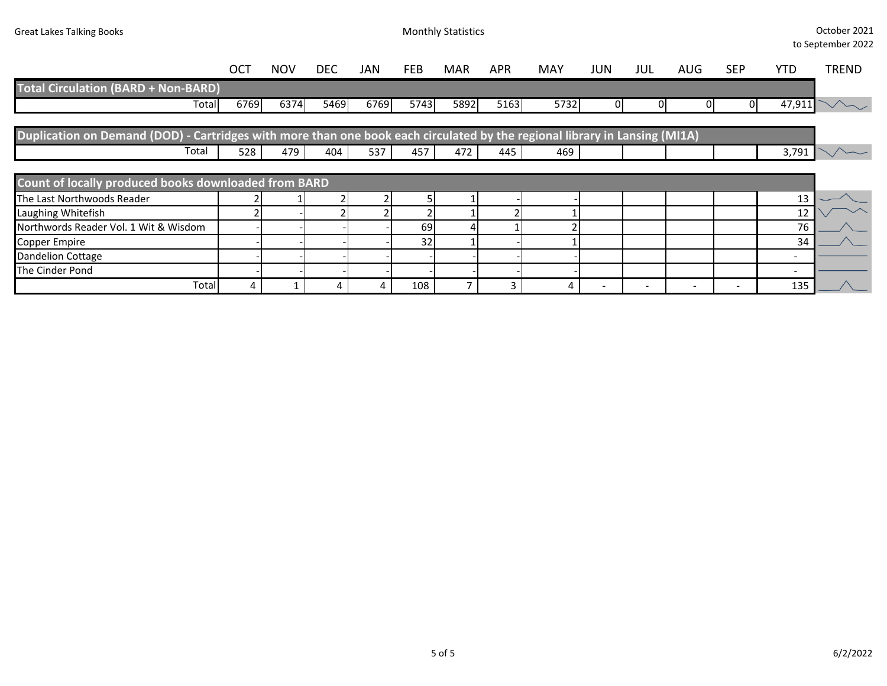Great Lakes Talking Books

Monthly Statistics

October 2021 to September 2022

| | OCT | NOV | DEC | JAN | FEB | MAR | APR | MAY | JUN | JUL | AUG | SEP | YTD | TREND |
|---|---|---|---|---|---|---|---|---|---|---|---|---|---|---|
| **Total Circulation (BARD + Non-BARD)** | | | | | | | | | | | | | | |
| Total | 6769 | 6374 | 5469 | 6769 | 5743 | 5892 | 5163 | 5732 | 0 | 0 | 0 | 0 | 47,911 | |
| **Duplication on Demand (DOD) - Cartridges with more than one book each circulated by the regional library in Lansing (MI1A)** | | | | | | | | | | | | | | |
| Total | 528 | 479 | 404 | 537 | 457 | 472 | 445 | 469 | | | | | 3,791 | |
| **Count of locally produced books downloaded from BARD** | | | | | | | | | | | | | | |
| The Last Northwoods Reader | 2 | 1 | 2 | 2 | 5 | 1 | - | - | | | | | 13 | |
| Laughing Whitefish | 2 | - | 2 | 2 | 2 | 1 | 2 | 1 | | | | | 12 | |
| Northwords Reader Vol. 1 Wit & Wisdom | - | - | - | - | 69 | 4 | 1 | 2 | | | | | 76 | |
| Copper Empire | - | - | - | - | 32 | 1 | - | 1 | | | | | 34 | |
| Dandelion Cottage | - | - | - | - | - | - | - | - | | | | | - | |
| The Cinder Pond | - | - | - | - | - | - | - | - | | | | | - | |
| Total | 4 | 1 | 4 | 4 | 108 | 7 | 3 | 4 | - | - | - | - | 135 | |

6/2/2022